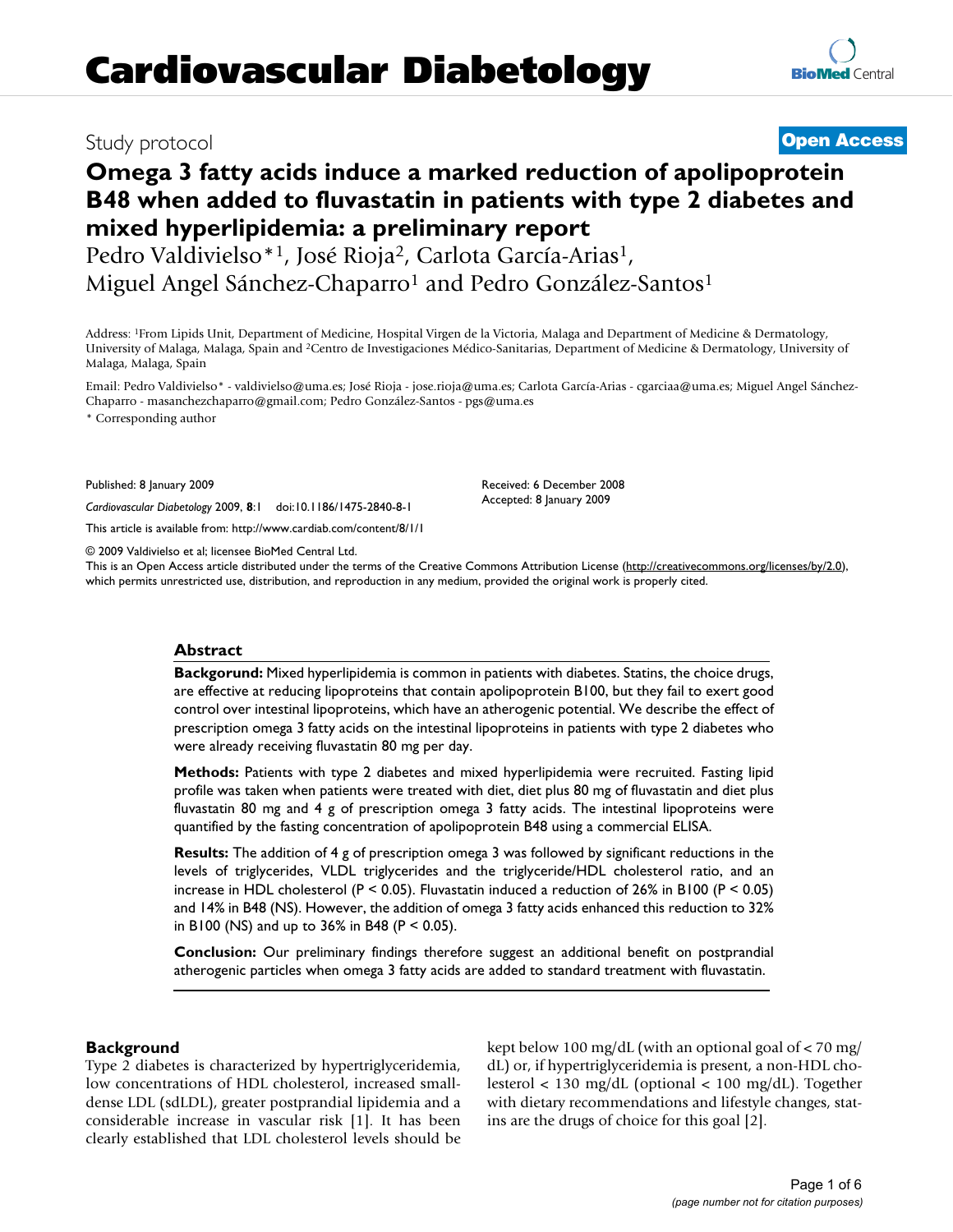Cardiovascular Diabetology

Study protocol

Open Access

# Omega 3 fatty acids induce a marked reduction of apolipoprotein B48 when added to fluvastatin in patients with type 2 diabetes and mixed hyperlipidemia: a preliminary report

Pedro Valdivielso*[1], José Rioja[2], Carlota García-Arias[1], Miguel Angel Sánchez-Chaparro[1] and Pedro González-Santos[1]

Address: [1]From Lipids Unit, Department of Medicine, Hospital Virgen de la Victoria, Malaga and Department of Medicine & Dermatology, University of Malaga, Malaga, Spain and [2]Centro de Investigaciones Médico-Sanitarias, Department of Medicine & Dermatology, University of Malaga, Malaga, Spain

Email: Pedro Valdivielso* - valdivielso@uma.es; José Rioja - jose.rioja@uma.es; Carlota García-Arias - cgarciaa@uma.es; Miguel Angel Sánchez-Chaparro - masanchezchaparro@gmail.com; Pedro González-Santos - pgs@uma.es

* Corresponding author

Published: 8 January 2009

*Cardiovascular Diabetology* 2009, **8**:1 doi:10.1186/1475-2840-8-1

This article is available from: http://www.cardiab.com/content/8/1/1

Received: 6 December 2008
Accepted: 8 January 2009

© 2009 Valdivielso et al; licensee BioMed Central Ltd.
This is an Open Access article distributed under the terms of the Creative Commons Attribution License (http://creativecommons.org/licenses/by/2.0), which permits unrestricted use, distribution, and reproduction in any medium, provided the original work is properly cited.

## Abstract

**Backgorund:** Mixed hyperlipidemia is common in patients with diabetes. Statins, the choice drugs, are effective at reducing lipoproteins that contain apolipoprotein B100, but they fail to exert good control over intestinal lipoproteins, which have an atherogenic potential. We describe the effect of prescription omega 3 fatty acids on the intestinal lipoproteins in patients with type 2 diabetes who were already receiving fluvastatin 80 mg per day.

**Methods:** Patients with type 2 diabetes and mixed hyperlipidemia were recruited. Fasting lipid profile was taken when patients were treated with diet, diet plus 80 mg of fluvastatin and diet plus fluvastatin 80 mg and 4 g of prescription omega 3 fatty acids. The intestinal lipoproteins were quantified by the fasting concentration of apolipoprotein B48 using a commercial ELISA.

**Results:** The addition of 4 g of prescription omega 3 was followed by significant reductions in the levels of triglycerides, VLDL triglycerides and the triglyceride/HDL cholesterol ratio, and an increase in HDL cholesterol ($P < 0.05$). Fluvastatin induced a reduction of 26% in B100 ($P < 0.05$) and 14% in B48 (NS). However, the addition of omega 3 fatty acids enhanced this reduction to 32% in B100 (NS) and up to 36% in B48 ($P < 0.05$).

**Conclusion:** Our preliminary findings therefore suggest an additional benefit on postprandial atherogenic particles when omega 3 fatty acids are added to standard treatment with fluvastatin.

## Background

Type 2 diabetes is characterized by hypertriglyceridemia, low concentrations of HDL cholesterol, increased small-dense LDL (sdLDL), greater postprandial lipidemia and a considerable increase in vascular risk [1]. It has been clearly established that LDL cholesterol levels should be kept below 100 mg/dL (with an optional goal of < 70 mg/dL) or, if hypertriglyceridemia is present, a non-HDL cholesterol < 130 mg/dL (optional < 100 mg/dL). Together with dietary recommendations and lifestyle changes, statins are the drugs of choice for this goal [2].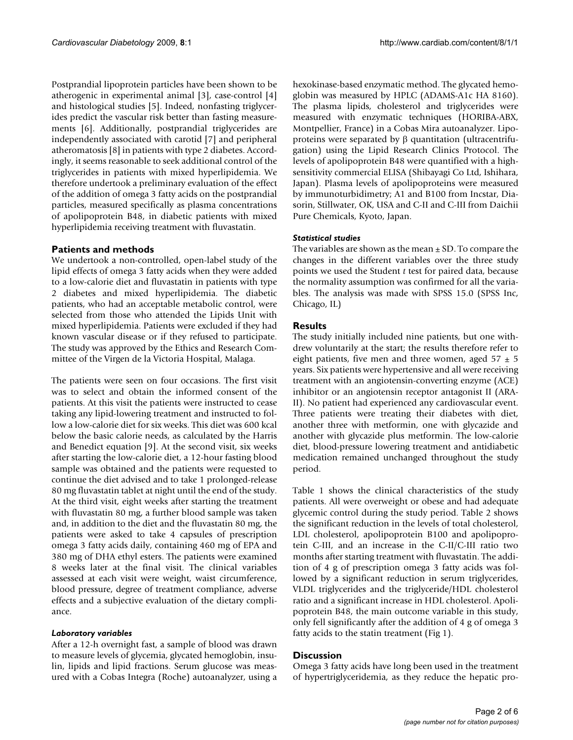Postprandial lipoprotein particles have been shown to be atherogenic in experimental animal [3], case-control [4] and histological studies [5]. Indeed, nonfasting triglycerides predict the vascular risk better than fasting measurements [6]. Additionally, postprandial triglycerides are independently associated with carotid [7] and peripheral atheromatosis [8] in patients with type 2 diabetes. Accordingly, it seems reasonable to seek additional control of the triglycerides in patients with mixed hyperlipidemia. We therefore undertook a preliminary evaluation of the effect of the addition of omega 3 fatty acids on the postprandial particles, measured specifically as plasma concentrations of apolipoprotein B48, in diabetic patients with mixed hyperlipidemia receiving treatment with fluvastatin.

## Patients and methods

We undertook a non-controlled, open-label study of the lipid effects of omega 3 fatty acids when they were added to a low-calorie diet and fluvastatin in patients with type 2 diabetes and mixed hyperlipidemia. The diabetic patients, who had an acceptable metabolic control, were selected from those who attended the Lipids Unit with mixed hyperlipidemia. Patients were excluded if they had known vascular disease or if they refused to participate. The study was approved by the Ethics and Research Committee of the Virgen de la Victoria Hospital, Malaga.

The patients were seen on four occasions. The first visit was to select and obtain the informed consent of the patients. At this visit the patients were instructed to cease taking any lipid-lowering treatment and instructed to follow a low-calorie diet for six weeks. This diet was 600 kcal below the basic calorie needs, as calculated by the Harris and Benedict equation [9]. At the second visit, six weeks after starting the low-calorie diet, a 12-hour fasting blood sample was obtained and the patients were requested to continue the diet advised and to take 1 prolonged-release 80 mg fluvastatin tablet at night until the end of the study. At the third visit, eight weeks after starting the treatment with fluvastatin 80 mg, a further blood sample was taken and, in addition to the diet and the fluvastatin 80 mg, the patients were asked to take 4 capsules of prescription omega 3 fatty acids daily, containing 460 mg of EPA and 380 mg of DHA ethyl esters. The patients were examined 8 weeks later at the final visit. The clinical variables assessed at each visit were weight, waist circumference, blood pressure, degree of treatment compliance, adverse effects and a subjective evaluation of the dietary compliance.

### *Laboratory variables*

After a 12-h overnight fast, a sample of blood was drawn to measure levels of glycemia, glycated hemoglobin, insulin, lipids and lipid fractions. Serum glucose was measured with a Cobas Integra (Roche) autoanalyzer, using a hexokinase-based enzymatic method. The glycated hemoglobin was measured by HPLC (ADAMS-A1c HA 8160). The plasma lipids, cholesterol and triglycerides were measured with enzymatic techniques (HORIBA-ABX, Montpellier, France) in a Cobas Mira autoanalyzer. Lipoproteins were separated by $\beta$ quantitation (ultracentrifugation) using the Lipid Research Clinics Protocol. The levels of apolipoprotein B48 were quantified with a high-sensitivity commercial ELISA (Shibayagi Co Ltd, Ishihara, Japan). Plasma levels of apolipoproteins were measured by immunoturbidimetry; A1 and B100 from Incstar, Diasorin, Stillwater, OK, USA and C-II and C-III from Daichii Pure Chemicals, Kyoto, Japan.

### *Statistical studies*

The variables are shown as the mean ± SD. To compare the changes in the different variables over the three study points we used the Student *t* test for paired data, because the normality assumption was confirmed for all the variables. The analysis was made with SPSS 15.0 (SPSS Inc, Chicago, IL)

## Results

The study initially included nine patients, but one withdrew voluntarily at the start; the results therefore refer to eight patients, five men and three women, aged 57 ± 5 years. Six patients were hypertensive and all were receiving treatment with an angiotensin-converting enzyme (ACE) inhibitor or an angiotensin receptor antagonist II (ARA-II). No patient had experienced any cardiovascular event. Three patients were treating their diabetes with diet, another three with metformin, one with glycazide and another with glycazide plus metformin. The low-calorie diet, blood-pressure lowering treatment and antidiabetic medication remained unchanged throughout the study period.

Table 1 shows the clinical characteristics of the study patients. All were overweight or obese and had adequate glycemic control during the study period. Table 2 shows the significant reduction in the levels of total cholesterol, LDL cholesterol, apolipoprotein B100 and apolipoprotein C-III, and an increase in the C-II/C-III ratio two months after starting treatment with fluvastatin. The addition of 4 g of prescription omega 3 fatty acids was followed by a significant reduction in serum triglycerides, VLDL triglycerides and the triglyceride/HDL cholesterol ratio and a significant increase in HDL cholesterol. Apolipoprotein B48, the main outcome variable in this study, only fell significantly after the addition of 4 g of omega 3 fatty acids to the statin treatment (Fig 1).

## Discussion

Omega 3 fatty acids have long been used in the treatment of hypertriglyceridemia, as they reduce the hepatic pro-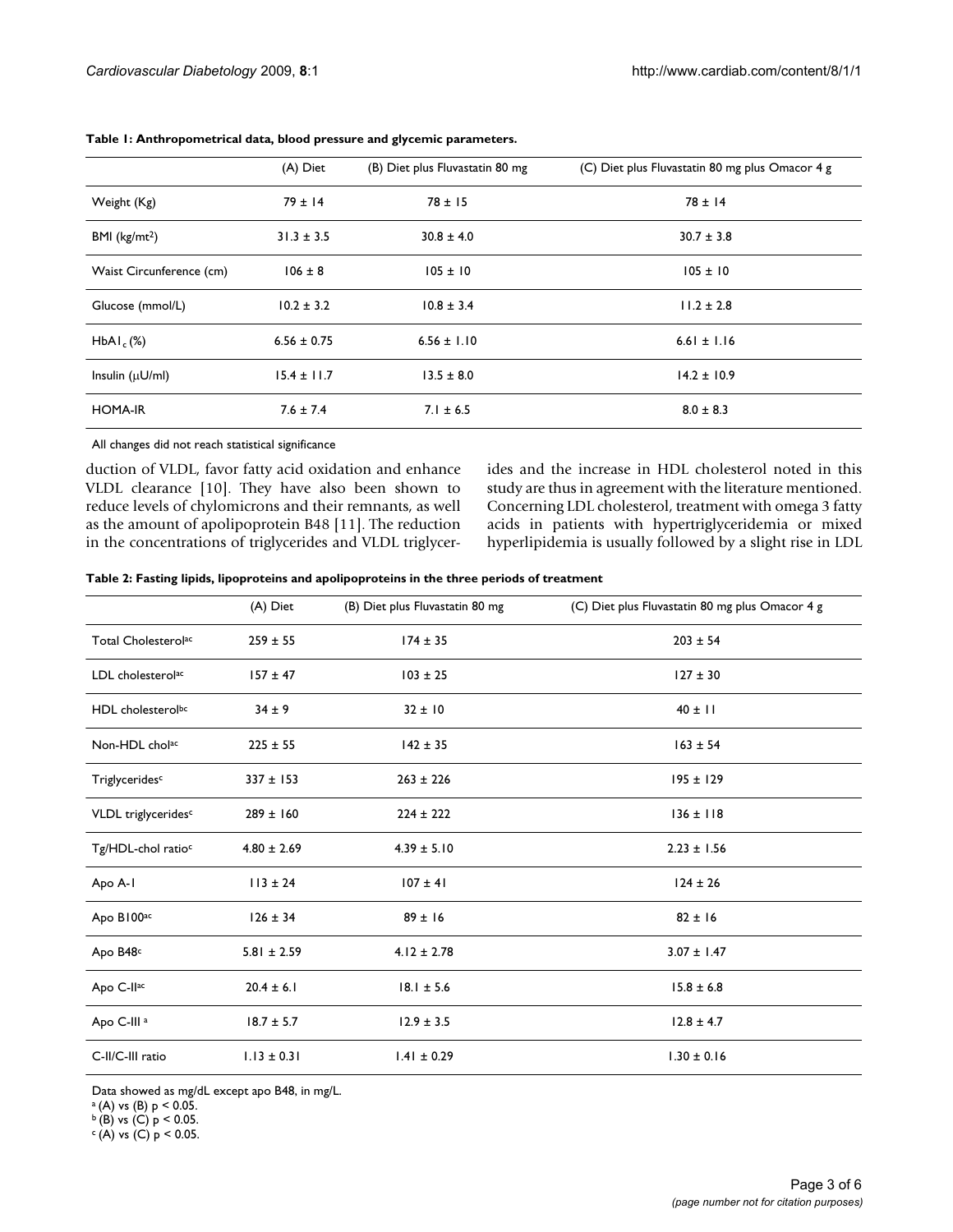**Table 1: Anthropometrical data, blood pressure and glycemic parameters.**

| | (A) Diet | (B) Diet plus Fluvastatin 80 mg | (C) Diet plus Fluvastatin 80 mg plus Omacor 4 g |
|---|---|---|---|
| Weight (Kg) | 79 ± 14 | 78 ± 15 | 78 ± 14 |
| BMI (kg/mt$^2$) | 31.3 ± 3.5 | 30.8 ± 4.0 | 30.7 ± 3.8 |
| Waist Circumference (cm) | 106 ± 8 | 105 ± 10 | 105 ± 10 |
| Glucose (mmol/L) | 10.2 ± 3.2 | 10.8 ± 3.4 | 11.2 ± 2.8 |
| $HbA1_c$ (%) | 6.56 ± 0.75 | 6.56 ± 1.10 | 6.61 ± 1.16 |
| Insulin (μU/ml) | 15.4 ± 11.7 | 13.5 ± 8.0 | 14.2 ± 10.9 |
| HOMA-IR | 7.6 ± 7.4 | 7.1 ± 6.5 | 8.0 ± 8.3 |

All changes did not reach statistical significance

duction of VLDL, favor fatty acid oxidation and enhance VLDL clearance [10]. They have also been shown to reduce levels of chylomicrons and their remnants, as well as the amount of apolipoprotein B48 [11]. The reduction in the concentrations of triglycerides and VLDL triglycerides and the increase in HDL cholesterol noted in this study are thus in agreement with the literature mentioned. Concerning LDL cholesterol, treatment with omega 3 fatty acids in patients with hypertriglyceridemia or mixed hyperlipidemia is usually followed by a slight rise in LDL

**Table 2: Fasting lipids, lipoproteins and apolipoproteins in the three periods of treatment**

| | (A) Diet | (B) Diet plus Fluvastatin 80 mg | (C) Diet plus Fluvastatin 80 mg plus Omacor 4 g |
|---|---|---|---|
| Total Cholesterol[ac] | 259 ± 55 | 174 ± 35 | 203 ± 54 |
| LDL cholesterol[ac] | 157 ± 47 | 103 ± 25 | 127 ± 30 |
| HDL cholesterol[bc] | 34 ± 9 | 32 ± 10 | 40 ± 11 |
| Non-HDL chol[ac] | 225 ± 55 | 142 ± 35 | 163 ± 54 |
| Triglycerides[c] | 337 ± 153 | 263 ± 226 | 195 ± 129 |
| VLDL triglycerides[c] | 289 ± 160 | 224 ± 222 | 136 ± 118 |
| Tg/HDL-chol ratio[c] | 4.80 ± 2.69 | 4.39 ± 5.10 | 2.23 ± 1.56 |
| Apo A-I | 113 ± 24 | 107 ± 41 | 124 ± 26 |
| Apo B100[ac] | 126 ± 34 | 89 ± 16 | 82 ± 16 |
| Apo B48[c] | 5.81 ± 2.59 | 4.12 ± 2.78 | 3.07 ± 1.47 |
| Apo C-II[ac] | 20.4 ± 6.1 | 18.1 ± 5.6 | 15.8 ± 6.8 |
| Apo C-III [a] | 18.7 ± 5.7 | 12.9 ± 3.5 | 12.8 ± 4.7 |
| C-II/C-III ratio | 1.13 ± 0.31 | 1.41 ± 0.29 | 1.30 ± 0.16 |

Data showed as mg/dL except apo B48, in mg/L.

[a] (A) vs (B) $p < 0.05$.

[b] (B) vs (C) $p < 0.05$.

[c] (A) vs (C) $p < 0.05$.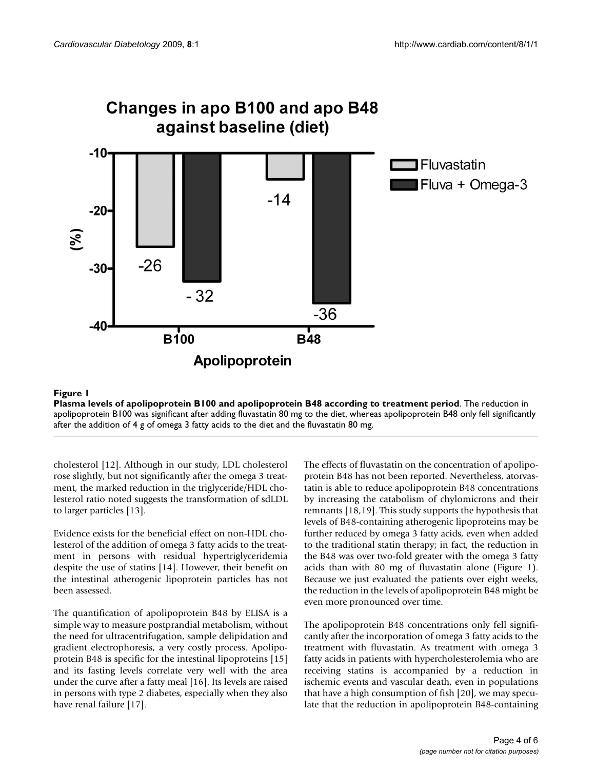**Figure 1**

**Plasma levels of apolipoprotein B100 and apolipoprotein B48 according to treatment period**. The reduction in apolipoprotein B100 was significant after adding fluvastatin 80 mg to the diet, whereas apolipoprotein B48 only fell significantly after the addition of 4 g of omega 3 fatty acids to the diet and the fluvastatin 80 mg.

cholesterol [12]. Although in our study, LDL cholesterol rose slightly, but not significantly after the omega 3 treatment, the marked reduction in the triglyceride/HDL cholesterol ratio noted suggests the transformation of sdLDL to larger particles [13].

Evidence exists for the beneficial effect on non-HDL cholesterol of the addition of omega 3 fatty acids to the treatment in persons with residual hypertriglyceridemia despite the use of statins [14]. However, their benefit on the intestinal atherogenic lipoprotein particles has not been assessed.

The quantification of apolipoprotein B48 by ELISA is a simple way to measure postprandial metabolism, without the need for ultracentrifugation, sample delipidation and gradient electrophoresis, a very costly process. Apolipoprotein B48 is specific for the intestinal lipoproteins [15] and its fasting levels correlate very well with the area under the curve after a fatty meal [16]. Its levels are raised in persons with type 2 diabetes, especially when they also have renal failure [17].

The effects of fluvastatin on the concentration of apolipoprotein B48 has not been reported. Nevertheless, atorvastatin is able to reduce apolipoprotein B48 concentrations by increasing the catabolism of chylomicrons and their remnants [18,19]. This study supports the hypothesis that levels of B48-containing atherogenic lipoproteins may be further reduced by omega 3 fatty acids, even when added to the traditional statin therapy; in fact, the reduction in the B48 was over two-fold greater with the omega 3 fatty acids than with 80 mg of fluvastatin alone (Figure 1). Because we just evaluated the patients over eight weeks, the reduction in the levels of apolipoprotein B48 might be even more pronounced over time.

The apolipoprotein B48 concentrations only fell significantly after the incorporation of omega 3 fatty acids to the treatment with fluvastatin. As treatment with omega 3 fatty acids in patients with hypercholesterolemia who are receiving statins is accompanied by a reduction in ischemic events and vascular death, even in populations that have a high consumption of fish [20], we may speculate that the reduction in apolipoprotein B48-containing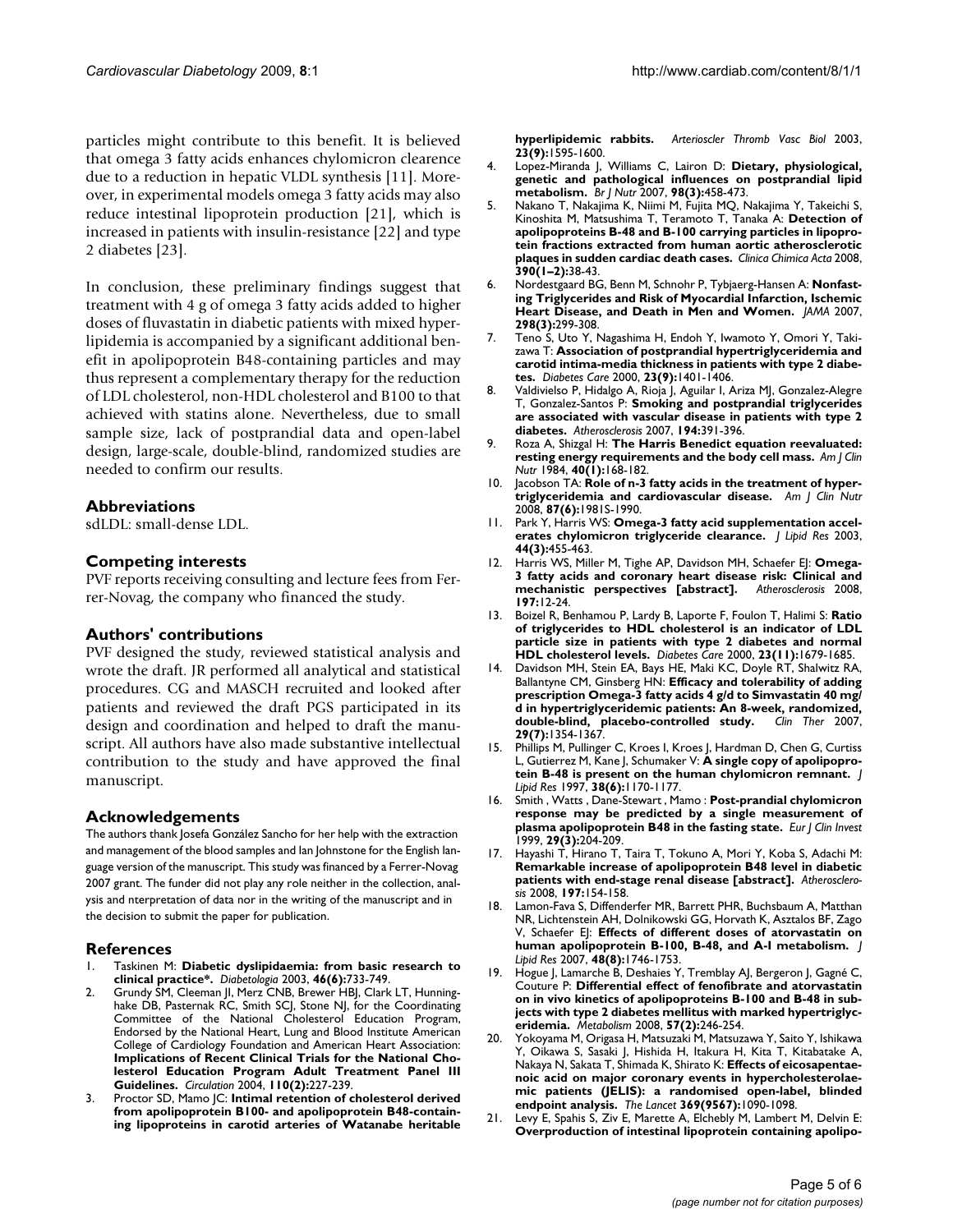particles might contribute to this benefit. It is believed that omega 3 fatty acids enhances chylomicron clearence due to a reduction in hepatic VLDL synthesis [11]. Moreover, in experimental models omega 3 fatty acids may also reduce intestinal lipoprotein production [21], which is increased in patients with insulin-resistance [22] and type 2 diabetes [23].

In conclusion, these preliminary findings suggest that treatment with 4 g of omega 3 fatty acids added to higher doses of fluvastatin in diabetic patients with mixed hyperlipidemia is accompanied by a significant additional benefit in apolipoprotein B48-containing particles and may thus represent a complementary therapy for the reduction of LDL cholesterol, non-HDL cholesterol and B100 to that achieved with statins alone. Nevertheless, due to small sample size, lack of postprandial data and open-label design, large-scale, double-blind, randomized studies are needed to confirm our results.

## Abbreviations

sdLDL: small-dense LDL.

## Competing interests

PVF reports receiving consulting and lecture fees from Ferrer-Novag, the company who financed the study.

## Authors' contributions

PVF designed the study, reviewed statistical analysis and wrote the draft. JR performed all analytical and statistical procedures. CG and MASCH recruited and looked after patients and reviewed the draft PGS participated in its design and coordination and helped to draft the manuscript. All authors have also made substantive intellectual contribution to the study and have approved the final manuscript.

## Acknowledgements

The authors thank Josefa González Sancho for her help with the extraction and management of the blood samples and Ian Johnstone for the English language version of the manuscript. This study was financed by a Ferrer-Novag 2007 grant. The funder did not play any role neither in the collection, analysis and nterpretation of data nor in the writing of the manuscript and in the decision to submit the paper for publication.

## References

1. Taskinen M: **Diabetic dyslipidaemia: from basic research to clinical practice\*.** *Diabetologia* 2003, **46(6):**733-749.
2. Grundy SM, Cleeman JI, Merz CNB, Brewer HBJ, Clark LT, Hunninghake DB, Pasternak RC, Smith SCJ, Stone NJ, for the Coordinating Committee of the National Cholesterol Education Program, Endorsed by the National Heart, Lung and Blood Institute American College of Cardiology Foundation and American Heart Association: **Implications of Recent Clinical Trials for the National Cholesterol Education Program Adult Treatment Panel III Guidelines.** *Circulation* 2004, **110(2):**227-239.
3. Proctor SD, Mamo JC: **Intimal retention of cholesterol derived from apolipoprotein B100- and apolipoprotein B48-containing lipoproteins in carotid arteries of Watanabe heritable hyperlipidemic rabbits.** *Arterioscler Thromb Vasc Biol* 2003, **23(9):**1595-1600.
4. Lopez-Miranda J, Williams C, Lairon D: **Dietary, physiological, genetic and pathological influences on postprandial lipid metabolism.** *Br J Nutr* 2007, **98(3):**458-473.
5. Nakano T, Nakajima K, Niimi M, Fujita MQ, Nakajima Y, Takeichi S, Kinoshita M, Matsushima T, Teramoto T, Tanaka A: **Detection of apolipoproteins B-48 and B-100 carrying particles in lipoprotein fractions extracted from human aortic atherosclerotic plaques in sudden cardiac death cases.** *Clinica Chimica Acta* 2008, **390(1–2):**38-43.
6. Nordestgaard BG, Benn M, Schnohr P, Tybjaerg-Hansen A: **Nonfasting Triglycerides and Risk of Myocardial Infarction, Ischemic Heart Disease, and Death in Men and Women.** *JAMA* 2007, **298(3):**299-308.
7. Teno S, Uto Y, Nagashima H, Endoh Y, Iwamoto Y, Omori Y, Takizawa T: **Association of postprandial hypertriglyceridemia and carotid intima-media thickness in patients with type 2 diabetes.** *Diabetes Care* 2000, **23(9):**1401-1406.
8. Valdivielso P, Hidalgo A, Rioja J, Aguilar I, Ariza MJ, Gonzalez-Alegre T, Gonzalez-Santos P: **Smoking and postprandial triglycerides are associated with vascular disease in patients with type 2 diabetes.** *Atherosclerosis* 2007, **194:**391-396.
9. Roza A, Shizgal H: **The Harris Benedict equation reevaluated: resting energy requirements and the body cell mass.** *Am J Clin Nutr* 1984, **40(1):**168-182.
10. Jacobson TA: **Role of n-3 fatty acids in the treatment of hypertriglyceridemia and cardiovascular disease.** *Am J Clin Nutr* 2008, **87(6):**1981S-1990.
11. Park Y, Harris WS: **Omega-3 fatty acid supplementation accelerates chylomicron triglyceride clearance.** *J Lipid Res* 2003, **44(3):**455-463.
12. Harris WS, Miller M, Tighe AP, Davidson MH, Schaefer EJ: **Omega-3 fatty acids and coronary heart disease risk: Clinical and mechanistic perspectives [abstract].** *Atherosclerosis* 2008, **197:**12-24.
13. Boizel R, Benhamou P, Lardy B, Laporte F, Foulon T, Halimi S: **Ratio of triglycerides to HDL cholesterol is an indicator of LDL particle size in patients with type 2 diabetes and normal HDL cholesterol levels.** *Diabetes Care* 2000, **23(11):**1679-1685.
14. Davidson MH, Stein EA, Bays HE, Maki KC, Doyle RT, Shalwitz RA, Ballantyne CM, Ginsberg HN: **Efficacy and tolerability of adding prescription Omega-3 fatty acids 4 g/d to Simvastatin 40 mg/d in hypertriglyceridemic patients: An 8-week, randomized, double-blind, placebo-controlled study.** *Clin Ther* 2007, **29(7):**1354-1367.
15. Phillips M, Pullinger C, Kroes I, Kroes J, Hardman D, Chen G, Curtiss L, Gutierrez M, Kane J, Schumaker V: **A single copy of apolipoprotein B-48 is present on the human chylomicron remnant.** *J Lipid Res* 1997, **38(6):**1170-1177.
16. Smith , Watts , Dane-Stewart , Mamo : **Post-prandial chylomicron response may be predicted by a single measurement of plasma apolipoprotein B48 in the fasting state.** *Eur J Clin Invest* 1999, **29(3):**204-209.
17. Hayashi T, Hirano T, Taira T, Tokuno A, Mori Y, Koba S, Adachi M: **Remarkable increase of apolipoprotein B48 level in diabetic patients with end-stage renal disease [abstract].** *Atherosclerosis* 2008, **197:**154-158.
18. Lamon-Fava S, Diffenderfer MR, Barrett PHR, Buchsbaum A, Matthan NR, Lichtenstein AH, Dolnikowski GG, Horvath K, Asztalos BF, Zago V, Schaefer EJ: **Effects of different doses of atorvastatin on human apolipoprotein B-100, B-48, and A-I metabolism.** *J Lipid Res* 2007, **48(8):**1746-1753.
19. Hogue J, Lamarche B, Deshaies Y, Tremblay AJ, Bergeron J, Gagné C, Couture P: **Differential effect of fenofibrate and atorvastatin on in vivo kinetics of apolipoproteins B-100 and B-48 in subjects with type 2 diabetes mellitus with marked hypertriglyceridemia.** *Metabolism* 2008, **57(2):**246-254.
20. Yokoyama M, Origasa H, Matsuzaki M, Matsuzawa Y, Saito Y, Ishikawa Y, Oikawa S, Sasaki J, Hishida H, Itakura H, Kita T, Kitabatake A, Nakaya N, Sakata T, Shimada K, Shirato K: **Effects of eicosapentaenoic acid on major coronary events in hypercholesterolaemic patients (JELIS): a randomised open-label, blinded endpoint analysis.** *The Lancet* **369(9567):**1090-1098.
21. Levy E, Spahis S, Ziv E, Marette A, Elchebly M, Lambert M, Delvin E: **Overproduction of intestinal lipoprotein containing apolipo-**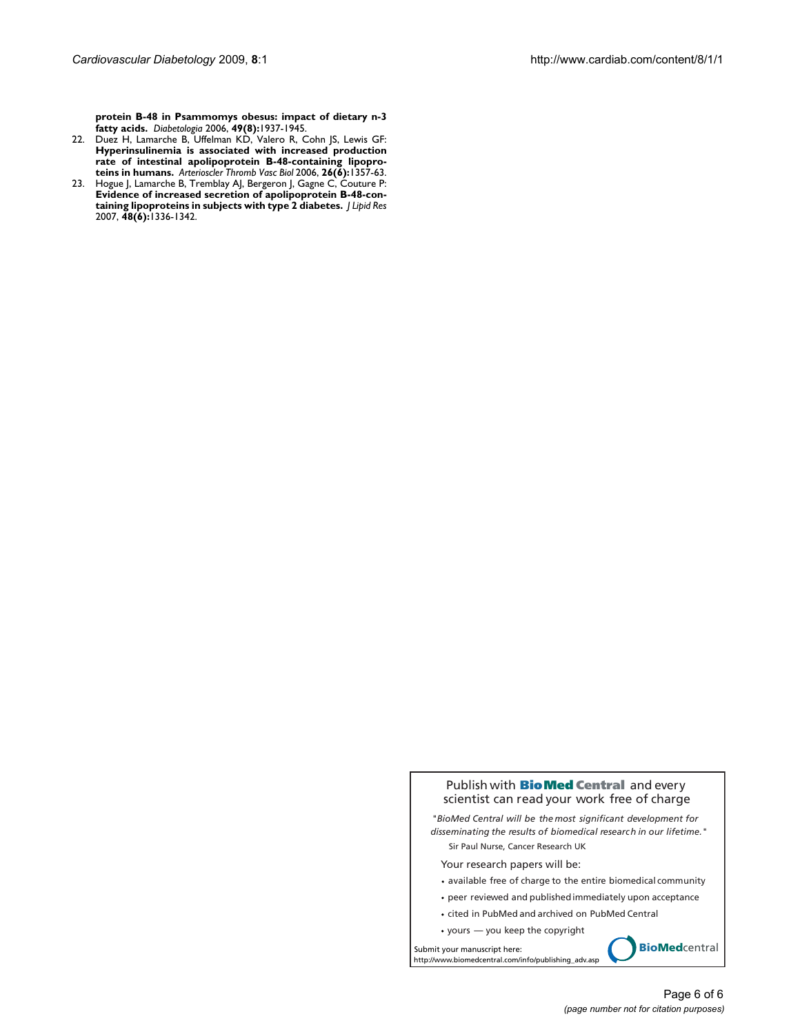protein B-48 in Psammomys obesus: impact of dietary n-3 fatty acids.** *Diabetologia* 2006, **49(8):**1937-1945.

22. Duez H, Lamarche B, Uffelman KD, Valero R, Cohn JS, Lewis GF: **Hyperinsulinemia is associated with increased production rate of intestinal apolipoprotein B-48-containing lipoproteins in humans.** *Arterioscler Thromb Vasc Biol* 2006, **26(6):**1357-63.
23. Hogue J, Lamarche B, Tremblay AJ, Bergeron J, Gagne C, Couture P: **Evidence of increased secretion of apolipoprotein B-48-containing lipoproteins in subjects with type 2 diabetes.** *J Lipid Res* 2007, **48(6):**1336-1342.

Publish with **BioMed Central** and every scientist can read your work free of charge

*"BioMed Central will be the most significant development for disseminating the results of biomedical research in our lifetime."*
Sir Paul Nurse, Cancer Research UK

Your research papers will be:

- available free of charge to the entire biomedical community
- peer reviewed and published immediately upon acceptance
- cited in PubMed and archived on PubMed Central
- yours — you keep the copyright

Submit your manuscript here:
http://www.biomedcentral.com/info/publishing_adv.asp

**BioMed**central